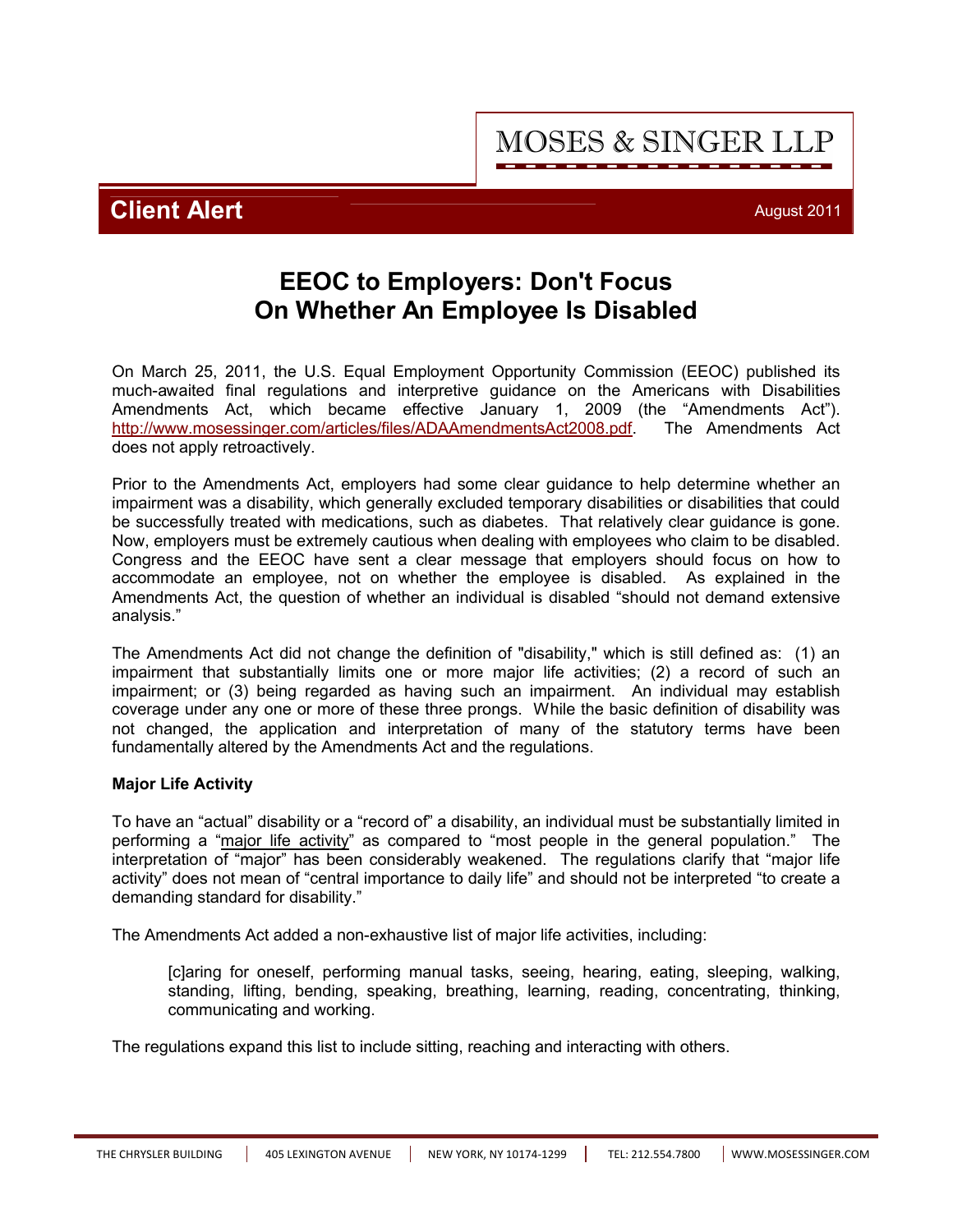MOSES & SINGER LLP

**Client Alert** August 2011

# EEOC to Employers: Don't Focus On Whether An Employee Is Disabled

On March 25, 2011, the U.S. Equal Employment Opportunity Commission (EEOC) published its much-awaited final regulations and interpretive guidance on the Americans with Disabilities Amendments Act, which became effective January 1, 2009 (the "Amendments Act"). http://www.mosessinger.com/articles/files/ADAAmendmentsAct2008.pdf. The Amendments Act does not apply retroactively.

Prior to the Amendments Act, employers had some clear guidance to help determine whether an impairment was a disability, which generally excluded temporary disabilities or disabilities that could be successfully treated with medications, such as diabetes. That relatively clear guidance is gone. Now, employers must be extremely cautious when dealing with employees who claim to be disabled. Congress and the EEOC have sent a clear message that employers should focus on how to accommodate an employee, not on whether the employee is disabled. As explained in the Amendments Act, the question of whether an individual is disabled "should not demand extensive analysis."

The Amendments Act did not change the definition of "disability," which is still defined as: (1) an impairment that substantially limits one or more major life activities; (2) a record of such an impairment; or (3) being regarded as having such an impairment. An individual may establish coverage under any one or more of these three prongs. While the basic definition of disability was not changed, the application and interpretation of many of the statutory terms have been fundamentally altered by the Amendments Act and the regulations.

**Major Life Activity**

To have an "actual" disability or a "record of" a disability, an individual must be substantially limited in performing a "major life activity" as compared to "most people in the general population." The interpretation of "major" has been considerably weakened. The regulations clarify that "major life activity" does not mean of "central importance to daily life" and should not be interpreted "to create a demanding standard for disability."

The Amendments Act added a non-exhaustive list of major life activities, including:

> [c]aring for oneself, performing manual tasks, seeing, hearing, eating, sleeping, walking, standing, lifting, bending, speaking, breathing, learning, reading, concentrating, thinking, communicating and working.

The regulations expand this list to include sitting, reaching and interacting with others.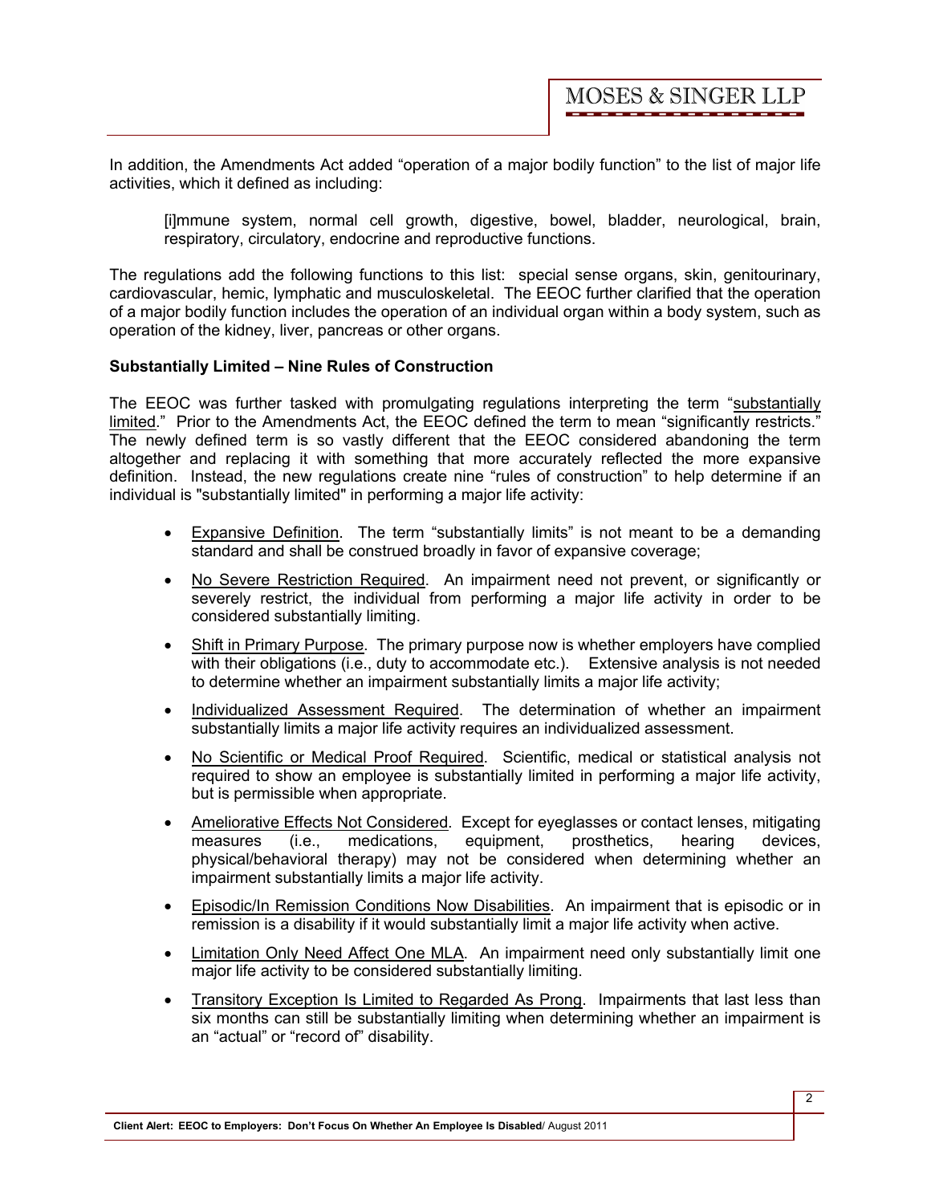In addition, the Amendments Act added "operation of a major bodily function" to the list of major life activities, which it defined as including:

> [i]mmune system, normal cell growth, digestive, bowel, bladder, neurological, brain, respiratory, circulatory, endocrine and reproductive functions.

The regulations add the following functions to this list: special sense organs, skin, genitourinary, cardiovascular, hemic, lymphatic and musculoskeletal. The EEOC further clarified that the operation of a major bodily function includes the operation of an individual organ within a body system, such as operation of the kidney, liver, pancreas or other organs.

**Substantially Limited – Nine Rules of Construction**

The EEOC was further tasked with promulgating regulations interpreting the term "substantially limited." Prior to the Amendments Act, the EEOC defined the term to mean "significantly restricts." The newly defined term is so vastly different that the EEOC considered abandoning the term altogether and replacing it with something that more accurately reflected the more expansive definition. Instead, the new regulations create nine "rules of construction" to help determine if an individual is "substantially limited" in performing a major life activity:

- Expansive Definition. The term "substantially limits" is not meant to be a demanding standard and shall be construed broadly in favor of expansive coverage;
- No Severe Restriction Required. An impairment need not prevent, or significantly or severely restrict, the individual from performing a major life activity in order to be considered substantially limiting.
- Shift in Primary Purpose. The primary purpose now is whether employers have complied with their obligations (i.e., duty to accommodate etc.). Extensive analysis is not needed to determine whether an impairment substantially limits a major life activity;
- Individualized Assessment Required. The determination of whether an impairment substantially limits a major life activity requires an individualized assessment.
- No Scientific or Medical Proof Required. Scientific, medical or statistical analysis not required to show an employee is substantially limited in performing a major life activity, but is permissible when appropriate.
- Ameliorative Effects Not Considered. Except for eyeglasses or contact lenses, mitigating measures (i.e., medications, equipment, prosthetics, hearing devices, physical/behavioral therapy) may not be considered when determining whether an impairment substantially limits a major life activity.
- Episodic/In Remission Conditions Now Disabilities. An impairment that is episodic or in remission is a disability if it would substantially limit a major life activity when active.
- Limitation Only Need Affect One MLA. An impairment need only substantially limit one major life activity to be considered substantially limiting.
- Transitory Exception Is Limited to Regarded As Prong. Impairments that last less than six months can still be substantially limiting when determining whether an impairment is an "actual" or "record of" disability.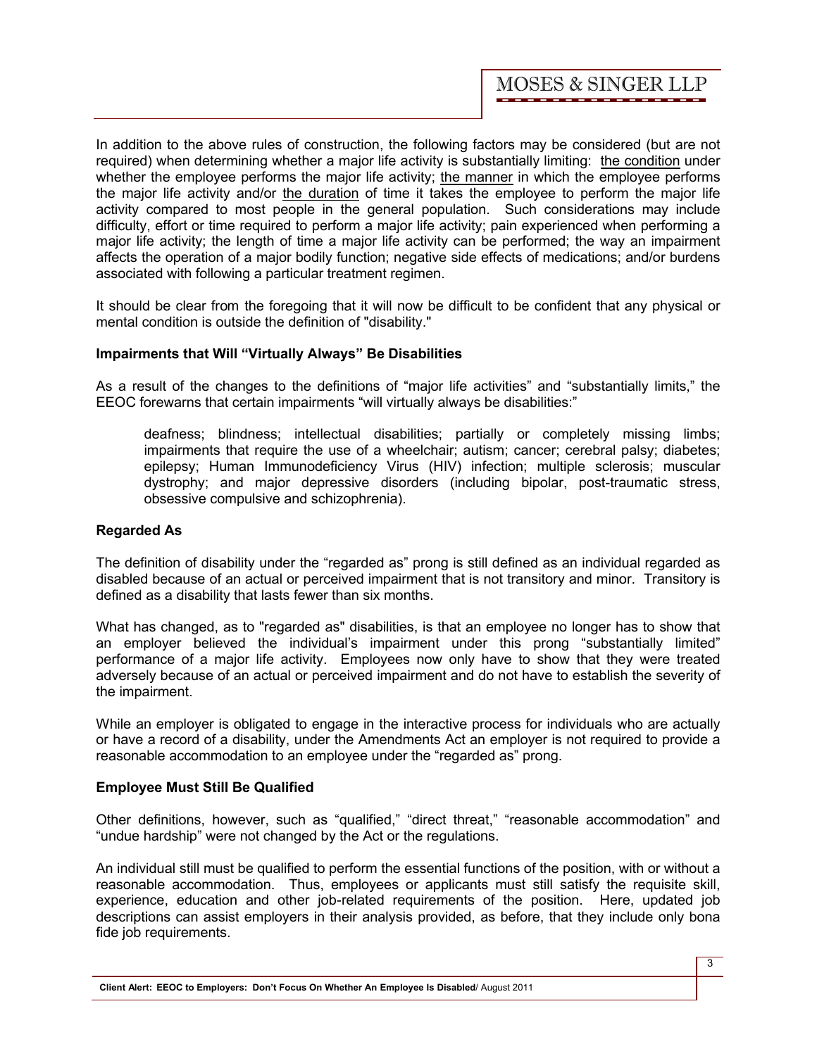In addition to the above rules of construction, the following factors may be considered (but are not required) when determining whether a major life activity is substantially limiting: <u>the condition</u> under whether the employee performs the major life activity; <u>the manner</u> in which the employee performs the major life activity and/or <u>the duration</u> of time it takes the employee to perform the major life activity compared to most people in the general population. Such considerations may include difficulty, effort or time required to perform a major life activity; pain experienced when performing a major life activity; the length of time a major life activity can be performed; the way an impairment affects the operation of a major bodily function; negative side effects of medications; and/or burdens associated with following a particular treatment regimen.

It should be clear from the foregoing that it will now be difficult to be confident that any physical or mental condition is outside the definition of "disability."

**Impairments that Will "Virtually Always" Be Disabilities**

As a result of the changes to the definitions of "major life activities" and "substantially limits," the EEOC forewarns that certain impairments "will virtually always be disabilities:"

> deafness; blindness; intellectual disabilities; partially or completely missing limbs; impairments that require the use of a wheelchair; autism; cancer; cerebral palsy; diabetes; epilepsy; Human Immunodeficiency Virus (HIV) infection; multiple sclerosis; muscular dystrophy; and major depressive disorders (including bipolar, post-traumatic stress, obsessive compulsive and schizophrenia).

**Regarded As**

The definition of disability under the "regarded as" prong is still defined as an individual regarded as disabled because of an actual or perceived impairment that is not transitory and minor. Transitory is defined as a disability that lasts fewer than six months.

What has changed, as to "regarded as" disabilities, is that an employee no longer has to show that an employer believed the individual's impairment under this prong "substantially limited" performance of a major life activity. Employees now only have to show that they were treated adversely because of an actual or perceived impairment and do not have to establish the severity of the impairment.

While an employer is obligated to engage in the interactive process for individuals who are actually or have a record of a disability, under the Amendments Act an employer is not required to provide a reasonable accommodation to an employee under the "regarded as" prong.

**Employee Must Still Be Qualified**

Other definitions, however, such as "qualified," "direct threat," "reasonable accommodation" and "undue hardship" were not changed by the Act or the regulations.

An individual still must be qualified to perform the essential functions of the position, with or without a reasonable accommodation. Thus, employees or applicants must still satisfy the requisite skill, experience, education and other job-related requirements of the position. Here, updated job descriptions can assist employers in their analysis provided, as before, that they include only bona fide job requirements.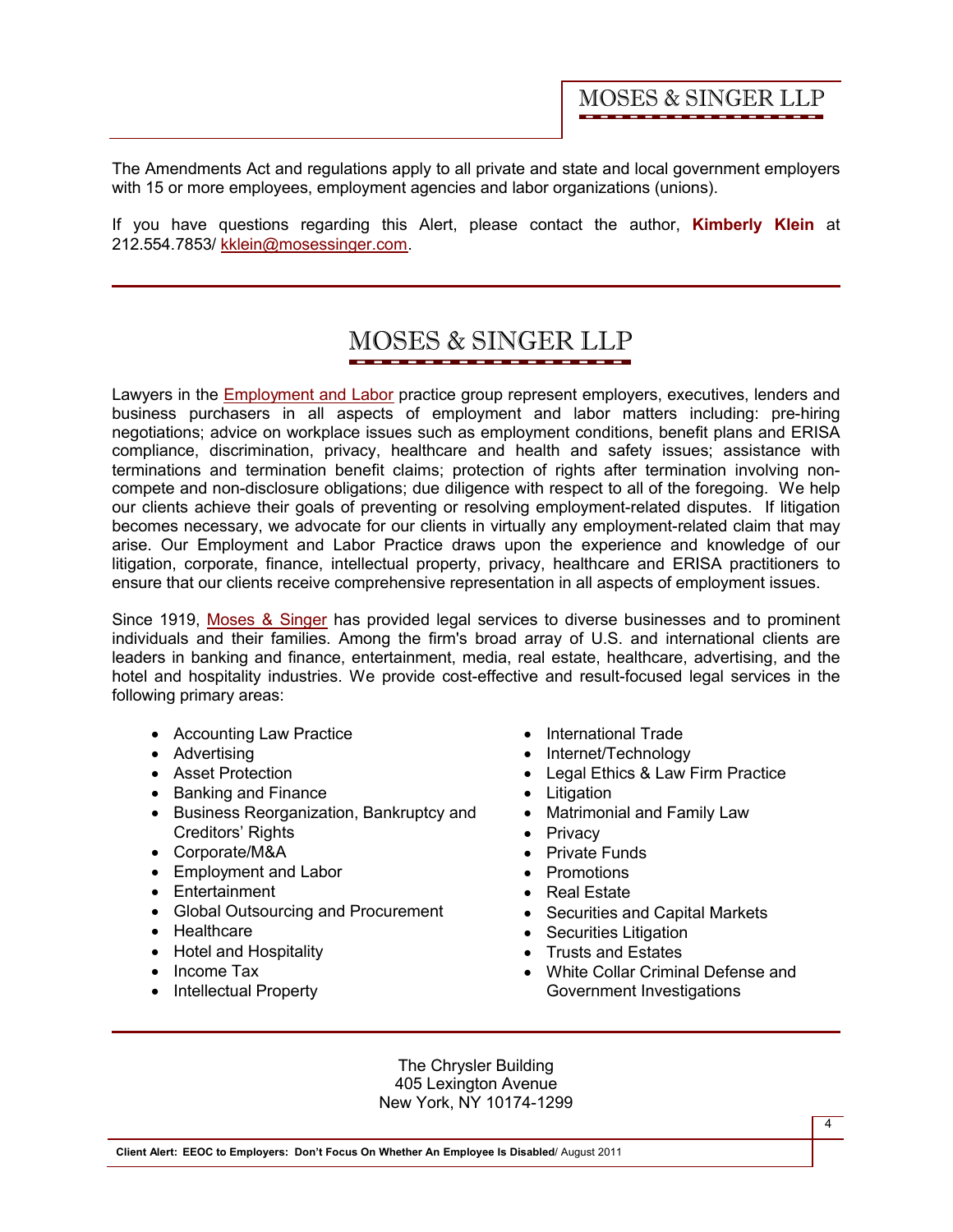The Amendments Act and regulations apply to all private and state and local government employers with 15 or more employees, employment agencies and labor organizations (unions).

If you have questions regarding this Alert, please contact the author, **Kimberly Klein** at 212.554.7853/ kklein@mosessinger.com.

---

## MOSES & SINGER LLP

Lawyers in the Employment and Labor practice group represent employers, executives, lenders and business purchasers in all aspects of employment and labor matters including: pre-hiring negotiations; advice on workplace issues such as employment conditions, benefit plans and ERISA compliance, discrimination, privacy, healthcare and health and safety issues; assistance with terminations and termination benefit claims; protection of rights after termination involving non-compete and non-disclosure obligations; due diligence with respect to all of the foregoing. We help our clients achieve their goals of preventing or resolving employment-related disputes. If litigation becomes necessary, we advocate for our clients in virtually any employment-related claim that may arise. Our Employment and Labor Practice draws upon the experience and knowledge of our litigation, corporate, finance, intellectual property, privacy, healthcare and ERISA practitioners to ensure that our clients receive comprehensive representation in all aspects of employment issues.

Since 1919, Moses & Singer has provided legal services to diverse businesses and to prominent individuals and their families. Among the firm's broad array of U.S. and international clients are leaders in banking and finance, entertainment, media, real estate, healthcare, advertising, and the hotel and hospitality industries. We provide cost-effective and result-focused legal services in the following primary areas:

- Accounting Law Practice
- Advertising
- Asset Protection
- Banking and Finance
- Business Reorganization, Bankruptcy and Creditors' Rights
- Corporate/M&A
- Employment and Labor
- Entertainment
- Global Outsourcing and Procurement
- Healthcare
- Hotel and Hospitality
- Income Tax
- Intellectual Property
- International Trade
- Internet/Technology
- Legal Ethics & Law Firm Practice
- Litigation
- Matrimonial and Family Law
- Privacy
- Private Funds
- Promotions
- Real Estate
- Securities and Capital Markets
- Securities Litigation
- Trusts and Estates
- White Collar Criminal Defense and Government Investigations

---

The Chrysler Building
405 Lexington Avenue
New York, NY 10174-1299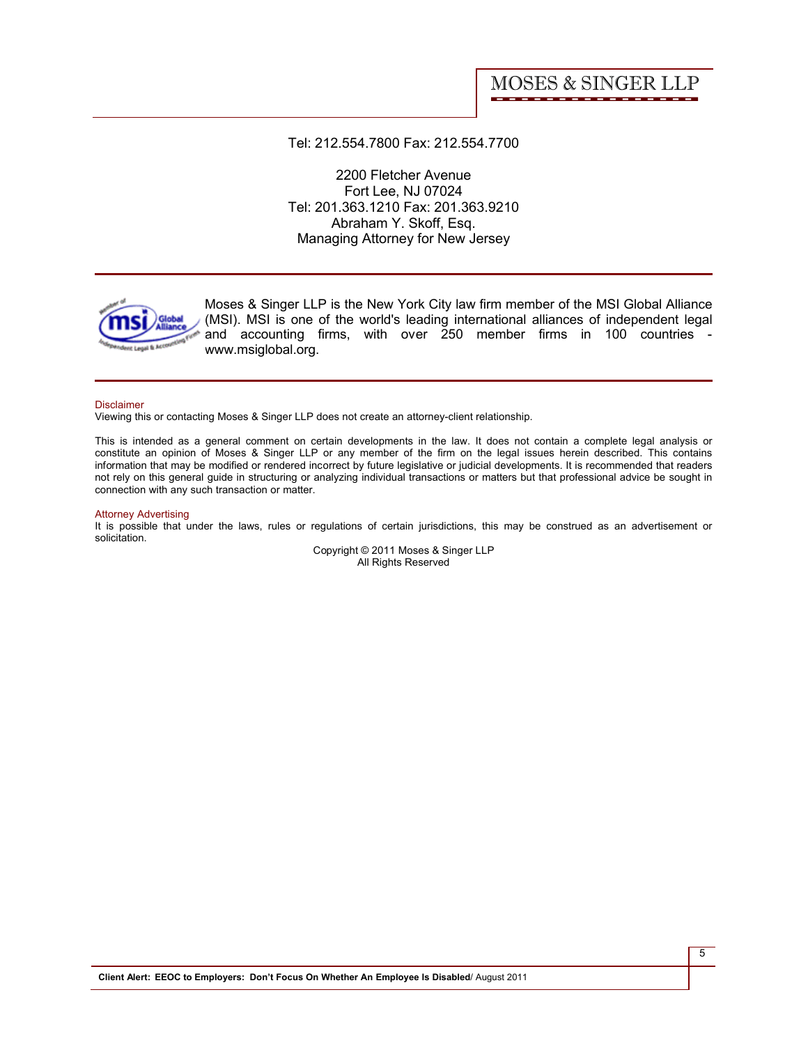MOSES & SINGER LLP

Tel: 212.554.7800 Fax: 212.554.7700

2200 Fletcher Avenue
Fort Lee, NJ 07024
Tel: 201.363.1210 Fax: 201.363.9210
Abraham Y. Skoff, Esq.
Managing Attorney for New Jersey

---

Moses & Singer LLP is the New York City law firm member of the MSI Global Alliance (MSI). MSI is one of the world's leading international alliances of independent legal and accounting firms, with over 250 member firms in 100 countries - www.msiglobal.org.

---

Disclaimer

Viewing this or contacting Moses & Singer LLP does not create an attorney-client relationship.

This is intended as a general comment on certain developments in the law. It does not contain a complete legal analysis or constitute an opinion of Moses & Singer LLP or any member of the firm on the legal issues herein described. This contains information that may be modified or rendered incorrect by future legislative or judicial developments. It is recommended that readers not rely on this general guide in structuring or analyzing individual transactions or matters but that professional advice be sought in connection with any such transaction or matter.

Attorney Advertising

It is possible that under the laws, rules or regulations of certain jurisdictions, this may be construed as an advertisement or solicitation.

Copyright © 2011 Moses & Singer LLP
All Rights Reserved